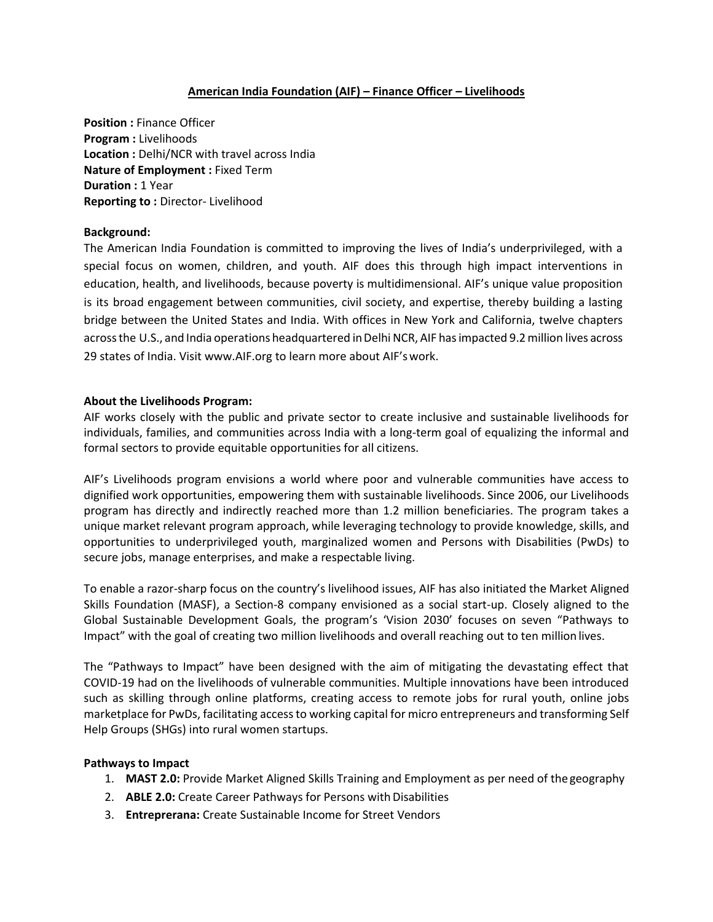# American India Foundation (AIF) – Finance Officer – Livelihoods

**Position :** Finance Officer
**Program :** Livelihoods
**Location :** Delhi/NCR with travel across India
**Nature of Employment :** Fixed Term
**Duration :** 1 Year
**Reporting to :** Director- Livelihood

**Background:**

The American India Foundation is committed to improving the lives of India's underprivileged, with a special focus on women, children, and youth. AIF does this through high impact interventions in education, health, and livelihoods, because poverty is multidimensional. AIF's unique value proposition is its broad engagement between communities, civil society, and expertise, thereby building a lasting bridge between the United States and India. With offices in New York and California, twelve chapters across the U.S., and India operations headquartered in Delhi NCR, AIF has impacted 9.2 million lives across 29 states of India. Visit www.AIF.org to learn more about AIF's work.

**About the Livelihoods Program:**

AIF works closely with the public and private sector to create inclusive and sustainable livelihoods for individuals, families, and communities across India with a long-term goal of equalizing the informal and formal sectors to provide equitable opportunities for all citizens.

AIF's Livelihoods program envisions a world where poor and vulnerable communities have access to dignified work opportunities, empowering them with sustainable livelihoods. Since 2006, our Livelihoods program has directly and indirectly reached more than 1.2 million beneficiaries. The program takes a unique market relevant program approach, while leveraging technology to provide knowledge, skills, and opportunities to underprivileged youth, marginalized women and Persons with Disabilities (PwDs) to secure jobs, manage enterprises, and make a respectable living.

To enable a razor-sharp focus on the country's livelihood issues, AIF has also initiated the Market Aligned Skills Foundation (MASF), a Section-8 company envisioned as a social start-up. Closely aligned to the Global Sustainable Development Goals, the program's 'Vision 2030' focuses on seven "Pathways to Impact" with the goal of creating two million livelihoods and overall reaching out to ten million lives.

The "Pathways to Impact" have been designed with the aim of mitigating the devastating effect that COVID-19 had on the livelihoods of vulnerable communities. Multiple innovations have been introduced such as skilling through online platforms, creating access to remote jobs for rural youth, online jobs marketplace for PwDs, facilitating access to working capital for micro entrepreneurs and transforming Self Help Groups (SHGs) into rural women startups.

**Pathways to Impact**

1. **MAST 2.0:** Provide Market Aligned Skills Training and Employment as per need of the geography
2. **ABLE 2.0:** Create Career Pathways for Persons with Disabilities
3. **Entreprerana:** Create Sustainable Income for Street Vendors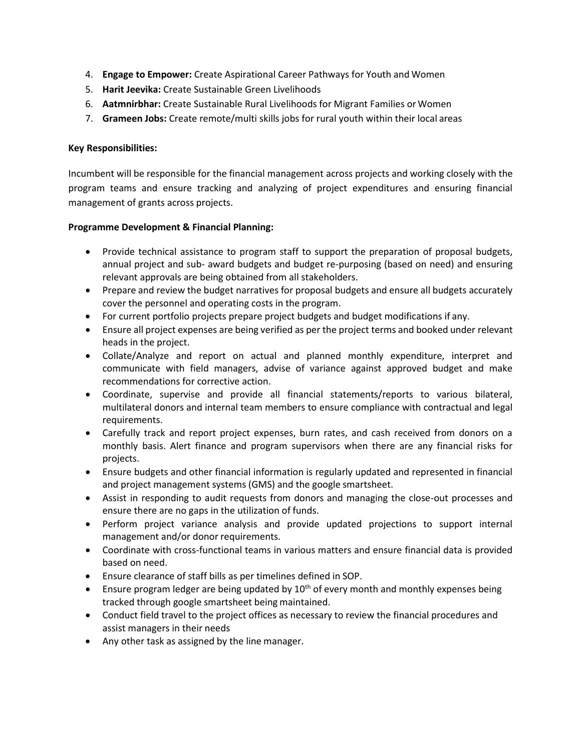4. **Engage to Empower:** Create Aspirational Career Pathways for Youth and Women
5. **Harit Jeevika:** Create Sustainable Green Livelihoods
6. **Aatmnirbhar:** Create Sustainable Rural Livelihoods for Migrant Families or Women
7. **Grameen Jobs:** Create remote/multi skills jobs for rural youth within their local areas

**Key Responsibilities:**

Incumbent will be responsible for the financial management across projects and working closely with the program teams and ensure tracking and analyzing of project expenditures and ensuring financial management of grants across projects.

**Programme Development & Financial Planning:**

- Provide technical assistance to program staff to support the preparation of proposal budgets, annual project and sub- award budgets and budget re-purposing (based on need) and ensuring relevant approvals are being obtained from all stakeholders.
- Prepare and review the budget narratives for proposal budgets and ensure all budgets accurately cover the personnel and operating costs in the program.
- For current portfolio projects prepare project budgets and budget modifications if any.
- Ensure all project expenses are being verified as per the project terms and booked under relevant heads in the project.
- Collate/Analyze and report on actual and planned monthly expenditure, interpret and communicate with field managers, advise of variance against approved budget and make recommendations for corrective action.
- Coordinate, supervise and provide all financial statements/reports to various bilateral, multilateral donors and internal team members to ensure compliance with contractual and legal requirements.
- Carefully track and report project expenses, burn rates, and cash received from donors on a monthly basis. Alert finance and program supervisors when there are any financial risks for projects.
- Ensure budgets and other financial information is regularly updated and represented in financial and project management systems (GMS) and the google smartsheet.
- Assist in responding to audit requests from donors and managing the close-out processes and ensure there are no gaps in the utilization of funds.
- Perform project variance analysis and provide updated projections to support internal management and/or donor requirements.
- Coordinate with cross-functional teams in various matters and ensure financial data is provided based on need.
- Ensure clearance of staff bills as per timelines defined in SOP.
- Ensure program ledger are being updated by 10th of every month and monthly expenses being tracked through google smartsheet being maintained.
- Conduct field travel to the project offices as necessary to review the financial procedures and assist managers in their needs
- Any other task as assigned by the line manager.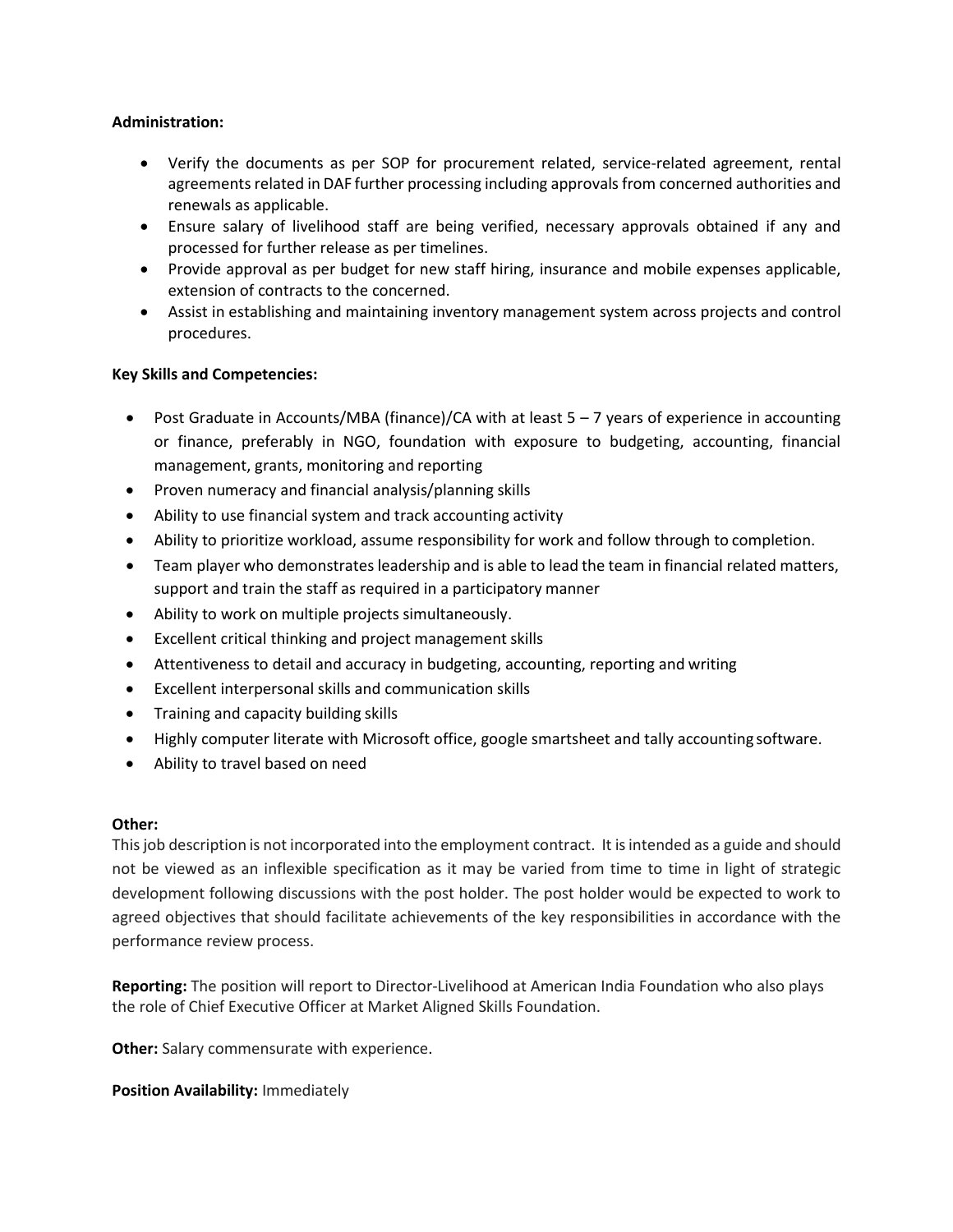**Administration:**

- Verify the documents as per SOP for procurement related, service-related agreement, rental agreements related in DAF further processing including approvals from concerned authorities and renewals as applicable.
- Ensure salary of livelihood staff are being verified, necessary approvals obtained if any and processed for further release as per timelines.
- Provide approval as per budget for new staff hiring, insurance and mobile expenses applicable, extension of contracts to the concerned.
- Assist in establishing and maintaining inventory management system across projects and control procedures.

**Key Skills and Competencies:**

- Post Graduate in Accounts/MBA (finance)/CA with at least 5 – 7 years of experience in accounting or finance, preferably in NGO, foundation with exposure to budgeting, accounting, financial management, grants, monitoring and reporting
- Proven numeracy and financial analysis/planning skills
- Ability to use financial system and track accounting activity
- Ability to prioritize workload, assume responsibility for work and follow through to completion.
- Team player who demonstrates leadership and is able to lead the team in financial related matters, support and train the staff as required in a participatory manner
- Ability to work on multiple projects simultaneously.
- Excellent critical thinking and project management skills
- Attentiveness to detail and accuracy in budgeting, accounting, reporting and writing
- Excellent interpersonal skills and communication skills
- Training and capacity building skills
- Highly computer literate with Microsoft office, google smartsheet and tally accounting software.
- Ability to travel based on need

**Other:**

This job description is not incorporated into the employment contract. It is intended as a guide and should not be viewed as an inflexible specification as it may be varied from time to time in light of strategic development following discussions with the post holder. The post holder would be expected to work to agreed objectives that should facilitate achievements of the key responsibilities in accordance with the performance review process.

**Reporting:** The position will report to Director-Livelihood at American India Foundation who also plays the role of Chief Executive Officer at Market Aligned Skills Foundation.

**Other:** Salary commensurate with experience.

**Position Availability:** Immediately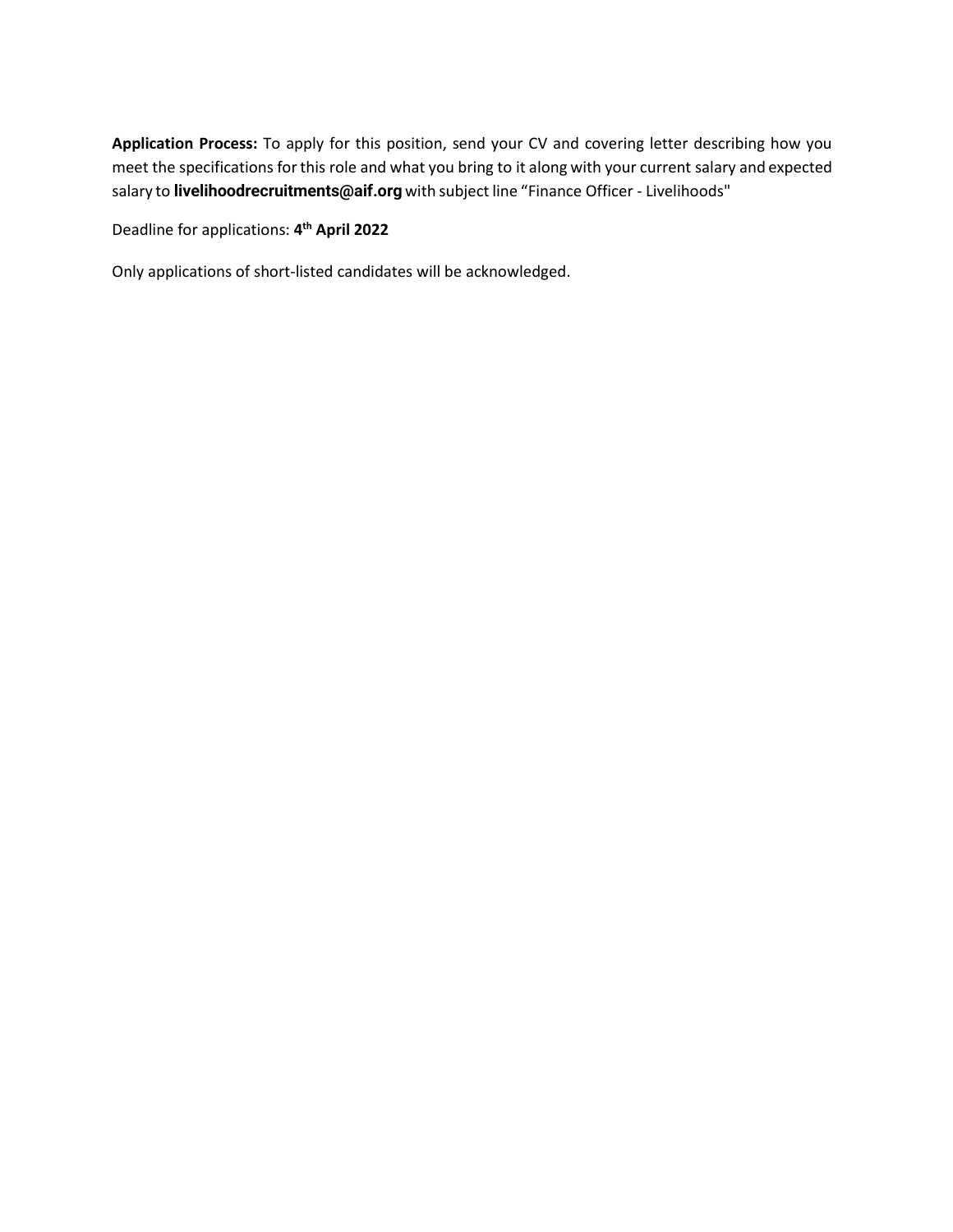**Application Process:** To apply for this position, send your CV and covering letter describing how you meet the specifications for this role and what you bring to it along with your current salary and expected salary to **livelihoodrecruitments@aif.org** with subject line "Finance Officer - Livelihoods"

Deadline for applications: **4th April 2022**

Only applications of short-listed candidates will be acknowledged.